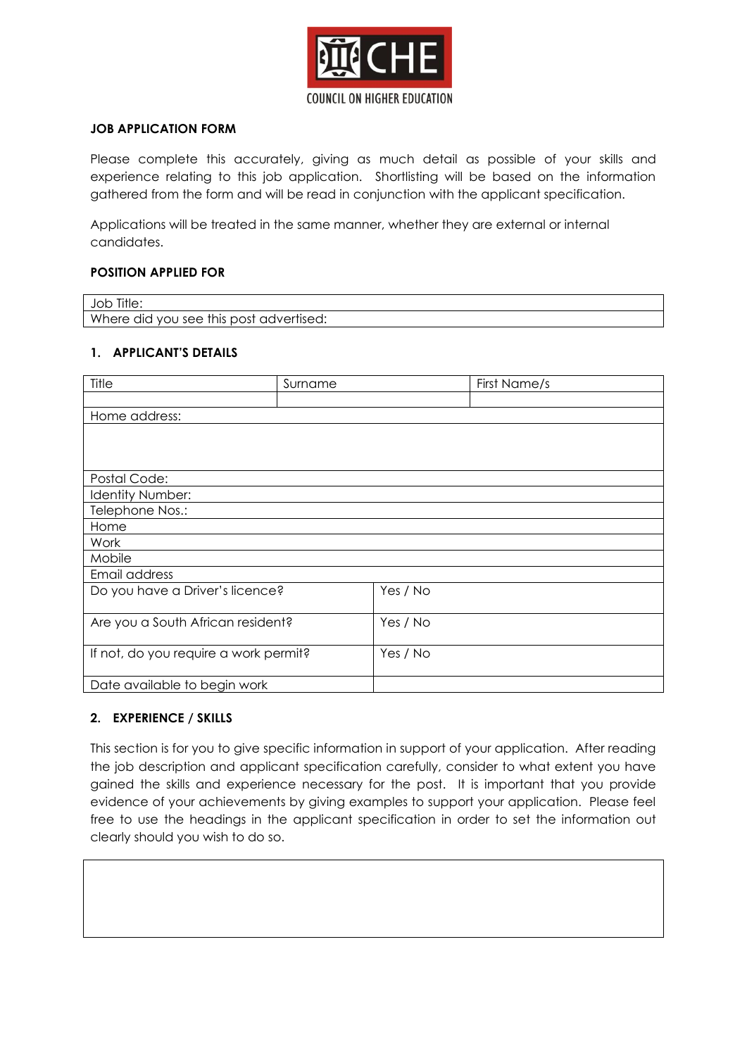CHE

COUNCIL ON HIGHER EDUCATION

**JOB APPLICATION FORM**

Please complete this accurately, giving as much detail as possible of your skills and experience relating to this job application. Shortlisting will be based on the information gathered from the form and will be read in conjunction with the applicant specification.

Applications will be treated in the same manner, whether they are external or internal candidates.

**POSITION APPLIED FOR**

| Job Title: |
|---|
| Where did you see this post advertised: |

**1. APPLICANT'S DETAILS**

| Title | Surname | | First Name/s |
|---|---|---|---|
| | | | |
| Home address: | | | |
| | | | |
| Postal Code: | | | |
| Identity Number: | | | |
| Telephone Nos.: | | | |
| Home | | | |
| Work | | | |
| Mobile | | | |
| Email address | | | |
| Do you have a Driver's licence? | | Yes / No | |
| Are you a South African resident? | | Yes / No | |
| If not, do you require a work permit? | | Yes / No | |
| Date available to begin work | | | |

**2. EXPERIENCE / SKILLS**

This section is for you to give specific information in support of your application. After reading the job description and applicant specification carefully, consider to what extent you have gained the skills and experience necessary for the post. It is important that you provide evidence of your achievements by giving examples to support your application. Please feel free to use the headings in the applicant specification in order to set the information out clearly should you wish to do so.

| |
|---|
| |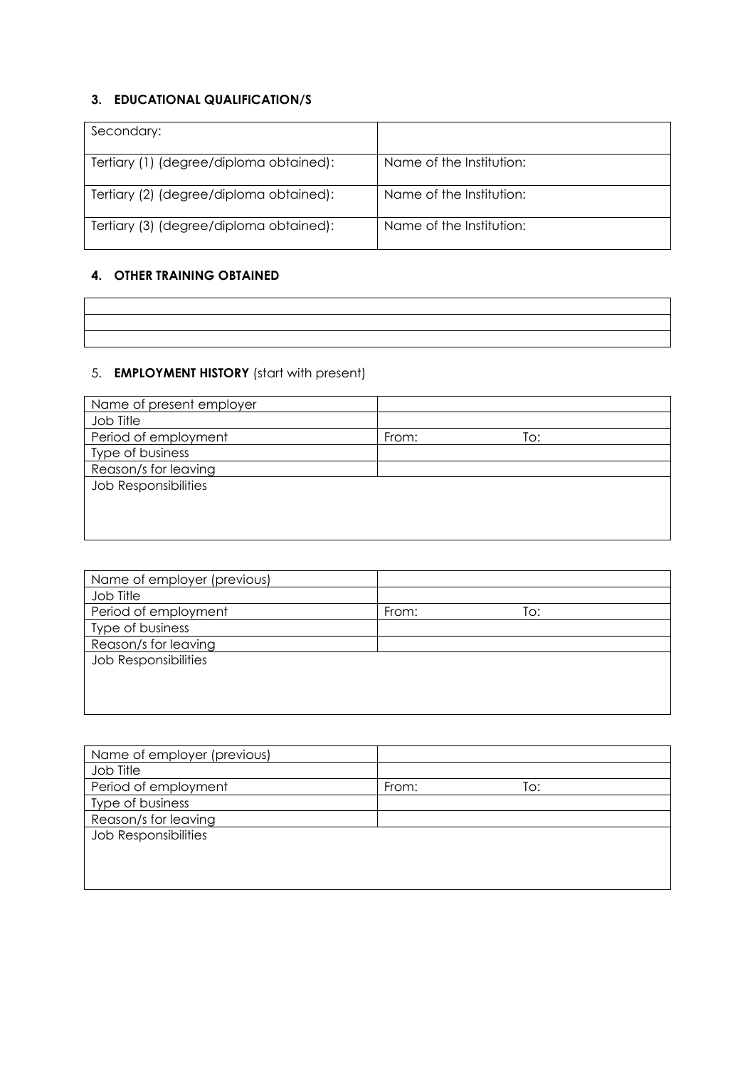### 3. EDUCATIONAL QUALIFICATION/S

| Secondary: | |
|---|---|
| Tertiary (1) (degree/diploma obtained): | Name of the Institution: |
| Tertiary (2) (degree/diploma obtained): | Name of the Institution: |
| Tertiary (3) (degree/diploma obtained): | Name of the Institution: |

### 4. OTHER TRAINING OBTAINED

| |
|---|
| |
| |

### 5. **EMPLOYMENT HISTORY** (start with present)

| Name of present employer | | |
|---|---|---|
| Job Title | | |
| Period of employment | From: | To: |
| Type of business | | |
| Reason/s for leaving | | |
| Job Responsibilities | | |

| Name of employer (previous) | | |
|---|---|---|
| Job Title | | |
| Period of employment | From: | To: |
| Type of business | | |
| Reason/s for leaving | | |
| Job Responsibilities | | |

| Name of employer (previous) | | |
|---|---|---|
| Job Title | | |
| Period of employment | From: | To: |
| Type of business | | |
| Reason/s for leaving | | |
| Job Responsibilities | | |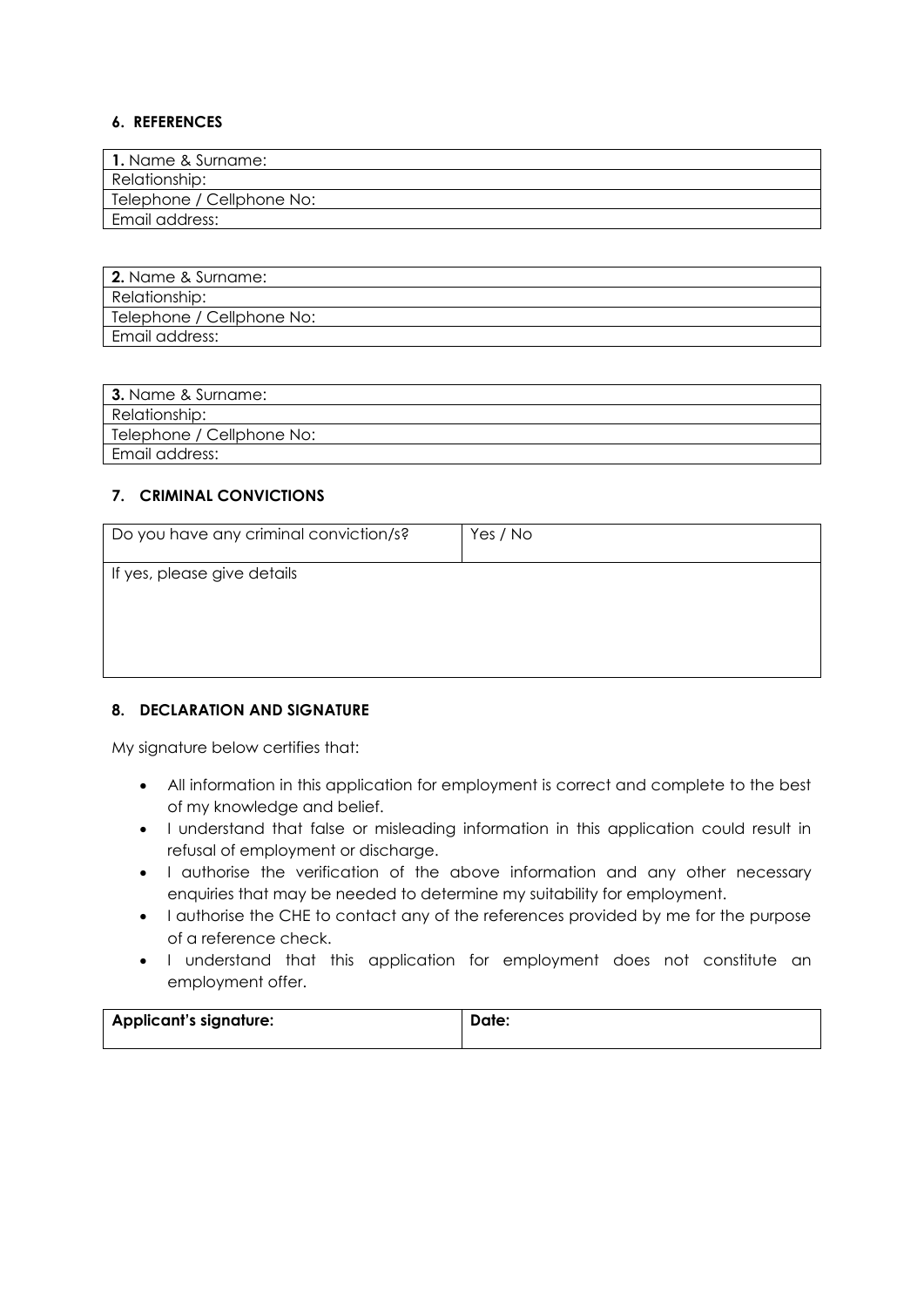#### 6. REFERENCES

| |
|---|
| **1.** Name & Surname: |
| Relationship: |
| Telephone / Cellphone No: |
| Email address: |

| |
|---|
| **2.** Name & Surname: |
| Relationship: |
| Telephone / Cellphone No: |
| Email address: |

| |
|---|
| **3.** Name & Surname: |
| Relationship: |
| Telephone / Cellphone No: |
| Email address: |

#### 7. CRIMINAL CONVICTIONS

| | |
|---|---|
| Do you have any criminal conviction/s? | Yes / No |
| If yes, please give details | |

#### 8. DECLARATION AND SIGNATURE

My signature below certifies that:

- All information in this application for employment is correct and complete to the best of my knowledge and belief.
- I understand that false or misleading information in this application could result in refusal of employment or discharge.
- I authorise the verification of the above information and any other necessary enquiries that may be needed to determine my suitability for employment.
- I authorise the CHE to contact any of the references provided by me for the purpose of a reference check.
- I understand that this application for employment does not constitute an employment offer.

| | |
|---|---|
| **Applicant's signature:** | **Date:** |